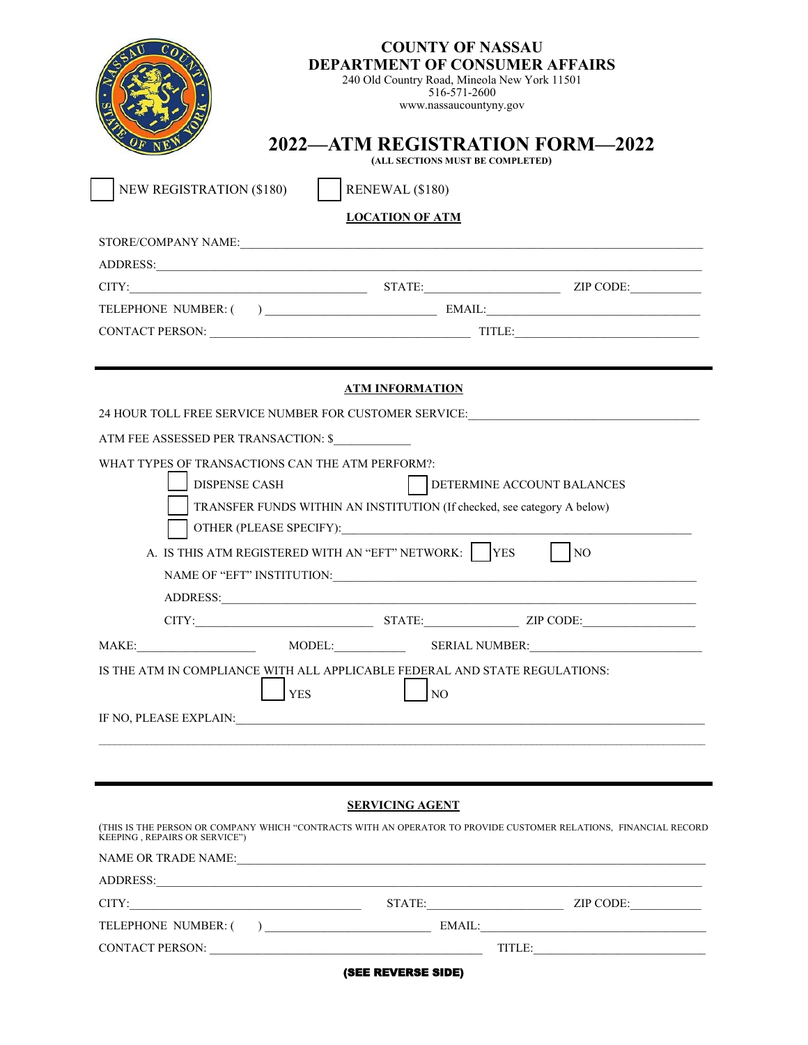# COUNTY OF NASSAU
## DEPARTMENT OF CONSUMER AFFAIRS

240 Old Country Road, Mineola New York 11501
516-571-2600
www.nassaucountyny.gov

# 2022—ATM REGISTRATION FORM—2022

**(ALL SECTIONS MUST BE COMPLETED)**

☐ NEW REGISTRATION ($180) ☐ RENEWAL ($180)

## LOCATION OF ATM

STORE/COMPANY NAME: ____________________

ADDRESS: ____________________

CITY: ____________________ STATE: ____________________ ZIP CODE: ____________________

TELEPHONE NUMBER: ( ) ____________________ EMAIL: ____________________

CONTACT PERSON: ____________________ TITLE: ____________________

## ATM INFORMATION

24 HOUR TOLL FREE SERVICE NUMBER FOR CUSTOMER SERVICE: ____________________

ATM FEE ASSESSED PER TRANSACTION: $____________

WHAT TYPES OF TRANSACTIONS CAN THE ATM PERFORM?:

- ☐ DISPENSE CASH
- ☐ DETERMINE ACCOUNT BALANCES
- ☐ TRANSFER FUNDS WITHIN AN INSTITUTION (If checked, see category A below)
- ☐ OTHER (PLEASE SPECIFY): ____________________

A. IS THIS ATM REGISTERED WITH AN "EFT" NETWORK: ☐ YES ☐ NO

NAME OF "EFT" INSTITUTION: ____________________

ADDRESS: ____________________

CITY: ____________________ STATE: ____________________ ZIP CODE: ____________________

MAKE: ____________________ MODEL: ____________________ SERIAL NUMBER: ____________________

IS THE ATM IN COMPLIANCE WITH ALL APPLICABLE FEDERAL AND STATE REGULATIONS:

☐ YES ☐ NO

IF NO, PLEASE EXPLAIN: ____________________

____________________

## SERVICING AGENT

(THIS IS THE PERSON OR COMPANY WHICH "CONTRACTS WITH AN OPERATOR TO PROVIDE CUSTOMER RELATIONS, FINANCIAL RECORD KEEPING , REPAIRS OR SERVICE")

NAME OR TRADE NAME: ____________________

ADDRESS: ____________________

CITY: ____________________ STATE: ____________________ ZIP CODE: ____________________

TELEPHONE NUMBER: ( ) ____________________ EMAIL: ____________________

CONTACT PERSON: ____________________ TITLE: ____________________

**(SEE REVERSE SIDE)**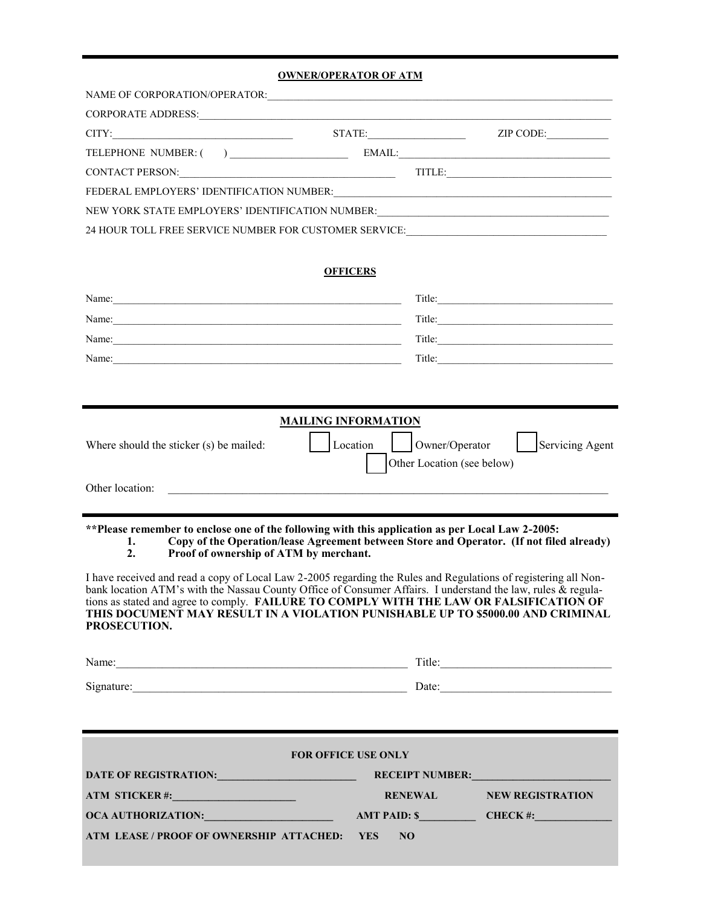## OWNER/OPERATOR OF ATM

NAME OF CORPORATION/OPERATOR:\_\_\_\_\_\_\_\_\_\_\_\_\_\_\_\_\_\_\_\_\_\_\_\_\_\_\_\_\_\_\_\_\_\_\_\_\_\_\_\_

CORPORATE ADDRESS:\_\_\_\_\_\_\_\_\_\_\_\_\_\_\_\_\_\_\_\_\_\_\_\_\_\_\_\_\_\_\_\_\_\_\_\_\_\_\_\_

CITY:\_\_\_\_\_\_\_\_\_\_\_\_\_\_\_\_\_\_\_\_ STATE:\_\_\_\_\_\_\_\_\_\_\_\_ ZIP CODE:\_\_\_\_\_\_\_\_

TELEPHONE NUMBER: (    ) \_\_\_\_\_\_\_\_\_\_\_\_\_\_\_\_ EMAIL:\_\_\_\_\_\_\_\_\_\_\_\_\_\_\_\_\_\_\_\_\_\_\_\_

CONTACT PERSON:\_\_\_\_\_\_\_\_\_\_\_\_\_\_\_\_\_\_\_\_\_\_\_\_ TITLE:\_\_\_\_\_\_\_\_\_\_\_\_\_\_\_\_\_\_\_\_

FEDERAL EMPLOYERS' IDENTIFICATION NUMBER:\_\_\_\_\_\_\_\_\_\_\_\_\_\_\_\_\_\_\_\_\_\_\_\_\_\_\_\_\_\_

NEW YORK STATE EMPLOYERS' IDENTIFICATION NUMBER:\_\_\_\_\_\_\_\_\_\_\_\_\_\_\_\_\_\_\_\_\_\_\_\_\_\_

24 HOUR TOLL FREE SERVICE NUMBER FOR CUSTOMER SERVICE:\_\_\_\_\_\_\_\_\_\_\_\_\_\_\_\_\_\_\_\_\_\_

## OFFICERS

Name:\_\_\_\_\_\_\_\_\_\_\_\_\_\_\_\_\_\_\_\_\_\_\_\_\_\_\_\_\_\_\_\_ Title:\_\_\_\_\_\_\_\_\_\_\_\_\_\_\_\_\_\_\_\_

Name:\_\_\_\_\_\_\_\_\_\_\_\_\_\_\_\_\_\_\_\_\_\_\_\_\_\_\_\_\_\_\_\_ Title:\_\_\_\_\_\_\_\_\_\_\_\_\_\_\_\_\_\_\_\_

Name:\_\_\_\_\_\_\_\_\_\_\_\_\_\_\_\_\_\_\_\_\_\_\_\_\_\_\_\_\_\_\_\_ Title:\_\_\_\_\_\_\_\_\_\_\_\_\_\_\_\_\_\_\_\_

Name:\_\_\_\_\_\_\_\_\_\_\_\_\_\_\_\_\_\_\_\_\_\_\_\_\_\_\_\_\_\_\_\_ Title:\_\_\_\_\_\_\_\_\_\_\_\_\_\_\_\_\_\_\_\_

## MAILING INFORMATION

Where should the sticker (s) be mailed: ☐ Location ☐ Owner/Operator ☐ Servicing Agent ☐ Other Location (see below)

Other location: \_\_\_\_\_\_\_\_\_\_\_\_\_\_\_\_\_\_\_\_\_\_\_\_\_\_\_\_\_\_\_\_\_\_\_\_\_\_\_\_\_\_\_\_\_\_\_\_

**\*\*Please remember to enclose one of the following with this application as per Local Law 2-2005:**

1. **Copy of the Operation/lease Agreement between Store and Operator. (If not filed already)**
2. **Proof of ownership of ATM by merchant.**

I have received and read a copy of Local Law 2-2005 regarding the Rules and Regulations of registering all Non-bank location ATM's with the Nassau County Office of Consumer Affairs. I understand the law, rules & regulations as stated and agree to comply. **FAILURE TO COMPLY WITH THE LAW OR FALSIFICATION OF THIS DOCUMENT MAY RESULT IN A VIOLATION PUNISHABLE UP TO $5000.00 AND CRIMINAL PROSECUTION.**

Name:\_\_\_\_\_\_\_\_\_\_\_\_\_\_\_\_\_\_\_\_\_\_\_\_\_\_\_\_\_\_\_\_ Title:\_\_\_\_\_\_\_\_\_\_\_\_\_\_\_\_\_\_\_\_

Signature:\_\_\_\_\_\_\_\_\_\_\_\_\_\_\_\_\_\_\_\_\_\_\_\_\_\_\_\_\_ Date:\_\_\_\_\_\_\_\_\_\_\_\_\_\_\_\_\_\_\_\_

**FOR OFFICE USE ONLY**

**DATE OF REGISTRATION:\_\_\_\_\_\_\_\_\_\_\_\_\_\_\_\_ RECEIPT NUMBER:\_\_\_\_\_\_\_\_\_\_\_\_\_\_\_\_**

**ATM STICKER #:\_\_\_\_\_\_\_\_\_\_\_\_\_\_\_\_ RENEWAL NEW REGISTRATION**

**OCA AUTHORIZATION:\_\_\_\_\_\_\_\_\_\_\_\_\_\_\_\_ AMT PAID: $\_\_\_\_\_\_\_\_ CHECK #:\_\_\_\_\_\_\_\_\_\_**

**ATM LEASE / PROOF OF OWNERSHIP ATTACHED: YES NO**